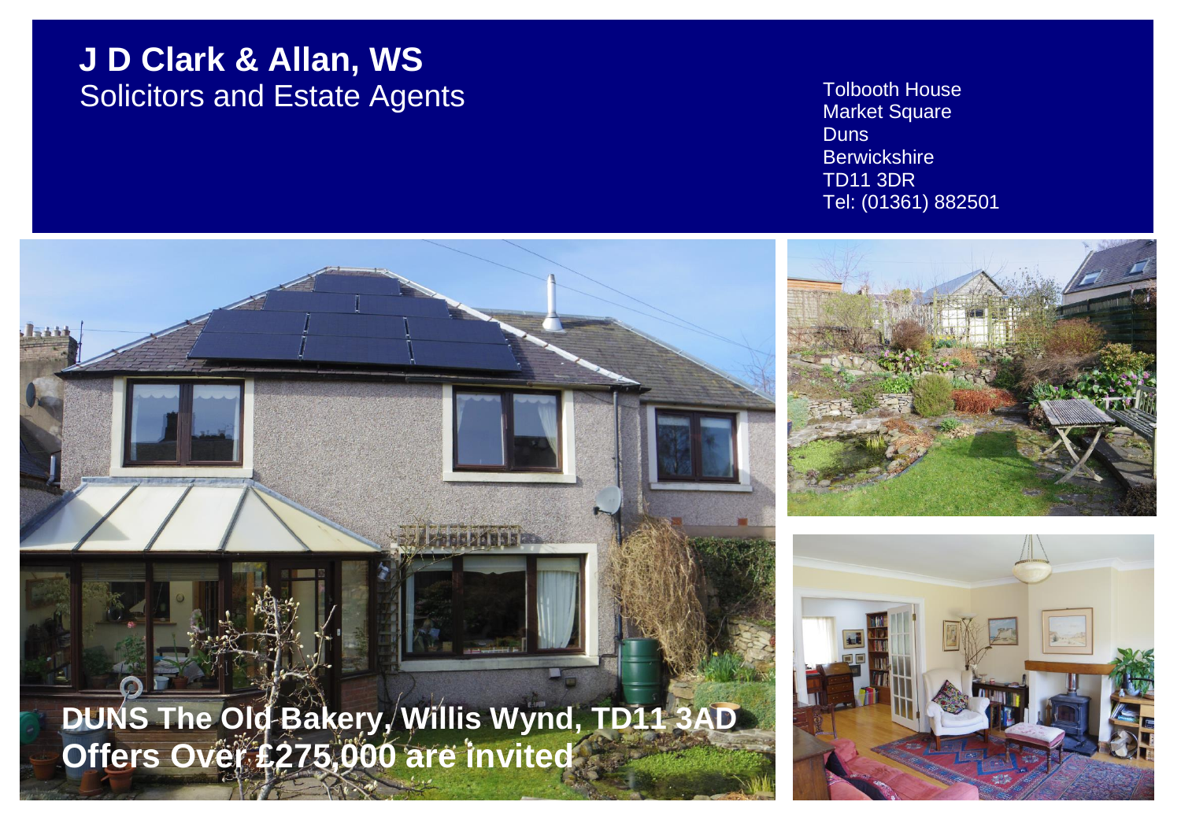# J D Clark & Allan, WS

Solicitors and Estate Agents

Tolbooth House
Market Square
Duns
Berwickshire
TD11 3DR
Tel: (01361) 882501

**DUNS The Old Bakery, Willis Wynd, TD11 3AD**

**Offers Over £275,000 are invited**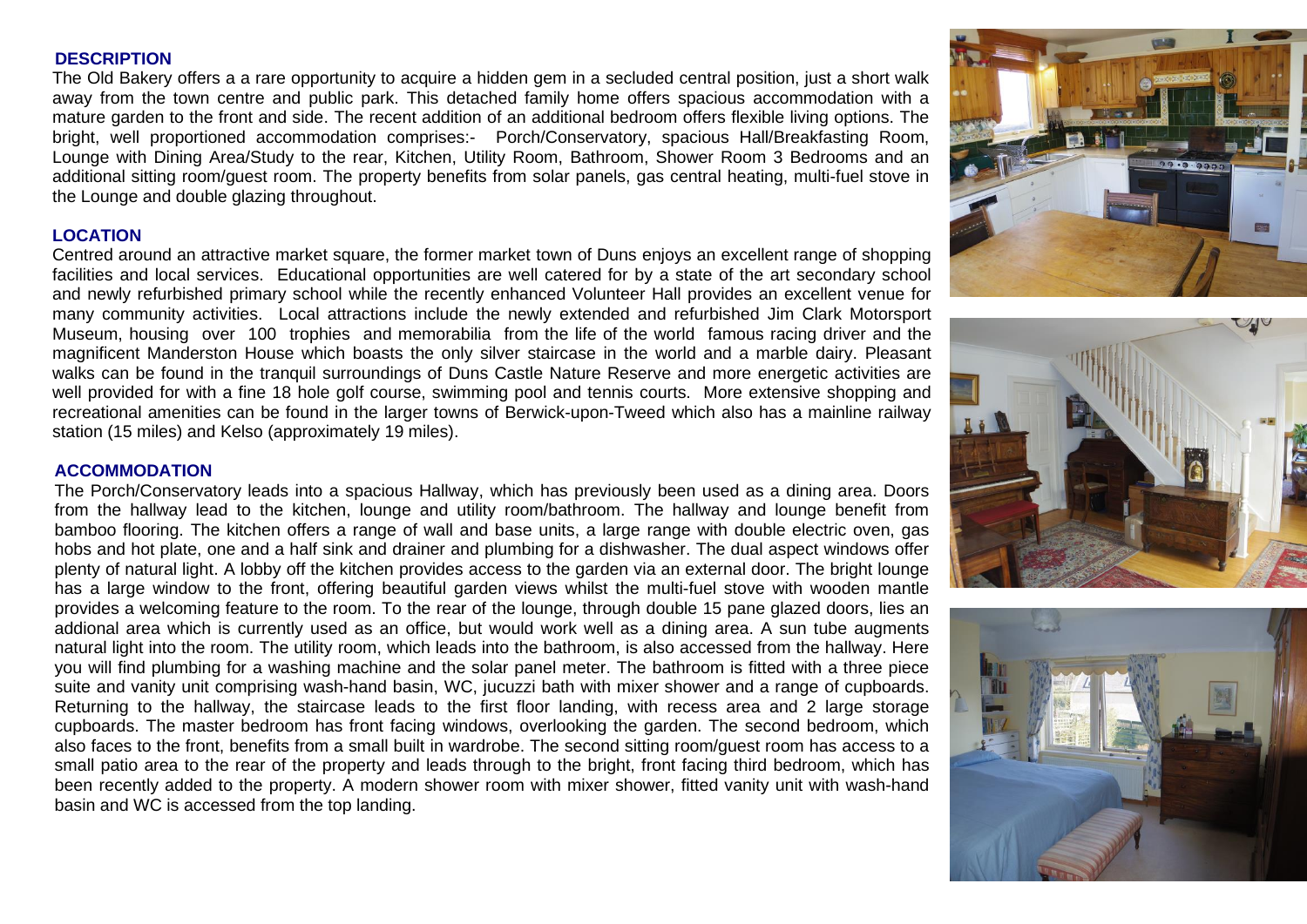## DESCRIPTION

The Old Bakery offers a a rare opportunity to acquire a hidden gem in a secluded central position, just a short walk away from the town centre and public park. This detached family home offers spacious accommodation with a mature garden to the front and side. The recent addition of an additional bedroom offers flexible living options. The bright, well proportioned accommodation comprises:- Porch/Conservatory, spacious Hall/Breakfasting Room, Lounge with Dining Area/Study to the rear, Kitchen, Utility Room, Bathroom, Shower Room 3 Bedrooms and an additional sitting room/guest room. The property benefits from solar panels, gas central heating, multi-fuel stove in the Lounge and double glazing throughout.

## LOCATION

Centred around an attractive market square, the former market town of Duns enjoys an excellent range of shopping facilities and local services. Educational opportunities are well catered for by a state of the art secondary school and newly refurbished primary school while the recently enhanced Volunteer Hall provides an excellent venue for many community activities. Local attractions include the newly extended and refurbished Jim Clark Motorsport Museum, housing over 100 trophies and memorabilia from the life of the world famous racing driver and the magnificent Manderston House which boasts the only silver staircase in the world and a marble dairy. Pleasant walks can be found in the tranquil surroundings of Duns Castle Nature Reserve and more energetic activities are well provided for with a fine 18 hole golf course, swimming pool and tennis courts. More extensive shopping and recreational amenities can be found in the larger towns of Berwick-upon-Tweed which also has a mainline railway station (15 miles) and Kelso (approximately 19 miles).

## ACCOMMODATION

The Porch/Conservatory leads into a spacious Hallway, which has previously been used as a dining area. Doors from the hallway lead to the kitchen, lounge and utility room/bathroom. The hallway and lounge benefit from bamboo flooring. The kitchen offers a range of wall and base units, a large range with double electric oven, gas hobs and hot plate, one and a half sink and drainer and plumbing for a dishwasher. The dual aspect windows offer plenty of natural light. A lobby off the kitchen provides access to the garden via an external door. The bright lounge has a large window to the front, offering beautiful garden views whilst the multi-fuel stove with wooden mantle provides a welcoming feature to the room. To the rear of the lounge, through double 15 pane glazed doors, lies an addional area which is currently used as an office, but would work well as a dining area. A sun tube augments natural light into the room. The utility room, which leads into the bathroom, is also accessed from the hallway. Here you will find plumbing for a washing machine and the solar panel meter. The bathroom is fitted with a three piece suite and vanity unit comprising wash-hand basin, WC, jucuzzi bath with mixer shower and a range of cupboards. Returning to the hallway, the staircase leads to the first floor landing, with recess area and 2 large storage cupboards. The master bedroom has front facing windows, overlooking the garden. The second bedroom, which also faces to the front, benefits from a small built in wardrobe. The second sitting room/guest room has access to a small patio area to the rear of the property and leads through to the bright, front facing third bedroom, which has been recently added to the property. A modern shower room with mixer shower, fitted vanity unit with wash-hand basin and WC is accessed from the top landing.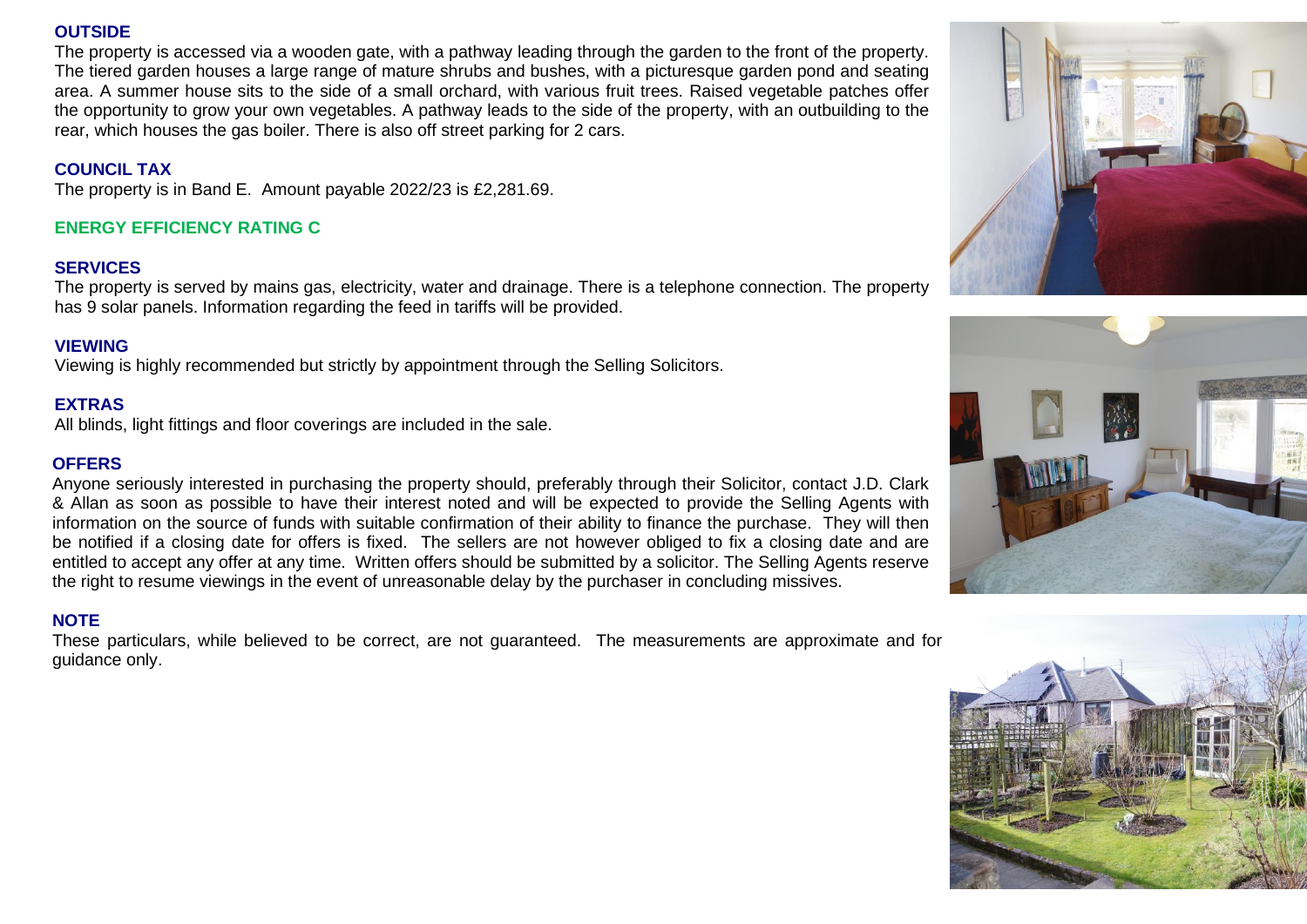## OUTSIDE

The property is accessed via a wooden gate, with a pathway leading through the garden to the front of the property. The tiered garden houses a large range of mature shrubs and bushes, with a picturesque garden pond and seating area. A summer house sits to the side of a small orchard, with various fruit trees. Raised vegetable patches offer the opportunity to grow your own vegetables. A pathway leads to the side of the property, with an outbuilding to the rear, which houses the gas boiler. There is also off street parking for 2 cars.

## COUNCIL TAX

The property is in Band E. Amount payable 2022/23 is £2,281.69.

## ENERGY EFFICIENCY RATING C

## SERVICES

The property is served by mains gas, electricity, water and drainage. There is a telephone connection. The property has 9 solar panels. Information regarding the feed in tariffs will be provided.

## VIEWING

Viewing is highly recommended but strictly by appointment through the Selling Solicitors.

## EXTRAS

All blinds, light fittings and floor coverings are included in the sale.

## OFFERS

Anyone seriously interested in purchasing the property should, preferably through their Solicitor, contact J.D. Clark & Allan as soon as possible to have their interest noted and will be expected to provide the Selling Agents with information on the source of funds with suitable confirmation of their ability to finance the purchase. They will then be notified if a closing date for offers is fixed. The sellers are not however obliged to fix a closing date and are entitled to accept any offer at any time. Written offers should be submitted by a solicitor. The Selling Agents reserve the right to resume viewings in the event of unreasonable delay by the purchaser in concluding missives.

## NOTE

These particulars, while believed to be correct, are not guaranteed. The measurements are approximate and for guidance only.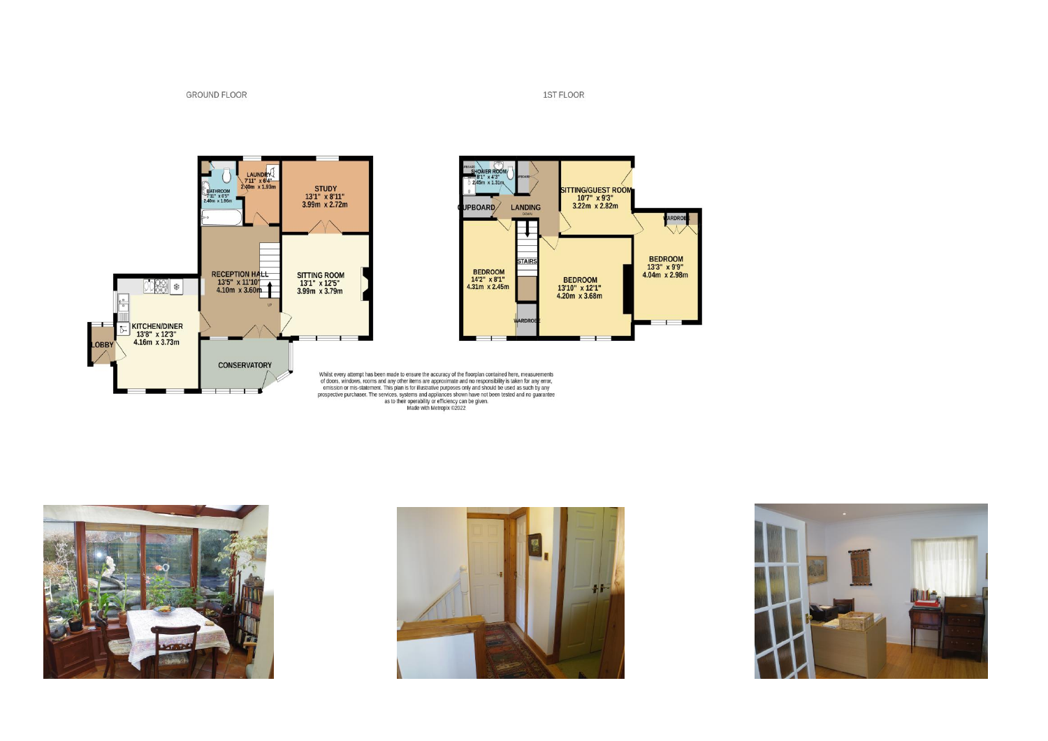GROUND FLOOR

LAUNDRY
7'11" x 6'4"
2.40m x 1.93m

BATHROOM
7'11" x 6'5"
2.40m x 1.96m

STUDY
13'1" x 8'11"
3.99m x 2.72m

RECEPTION HALL
13'5" x 11'10"
4.10m x 3.60m

SITTING ROOM
13'1" x 12'5"
3.99m x 3.79m

KITCHEN/DINER
13'8" x 12'3"
4.16m x 3.73m

LOBBY

CONSERVATORY

1ST FLOOR

SHOWER ROOM
8'1" x 4'3"
2.45m x 1.31m

CUPBOARD

LANDING

SITTING/GUEST ROOM
10'7" x 9'3"
3.22m x 2.82m

WARDROBE

BEDROOM
14'2" x 8'1"
4.31m x 2.45m

STAIRS

BEDROOM
13'10" x 12'1"
4.20m x 3.68m

BEDROOM
13'3" x 9'9"
4.04m x 2.98m

WARDROBE

Whilst every attempt has been made to ensure the accuracy of the floorplan contained here, measurements of doors, windows, rooms and any other items are approximate and no responsibility is taken for any error, omission or mis-statement. This plan is for illustrative purposes only and should be used as such by any prospective purchaser. The services, systems and appliances shown have not been tested and no guarantee as to their operability or efficiency can be given.
Made with Metropix ©2022